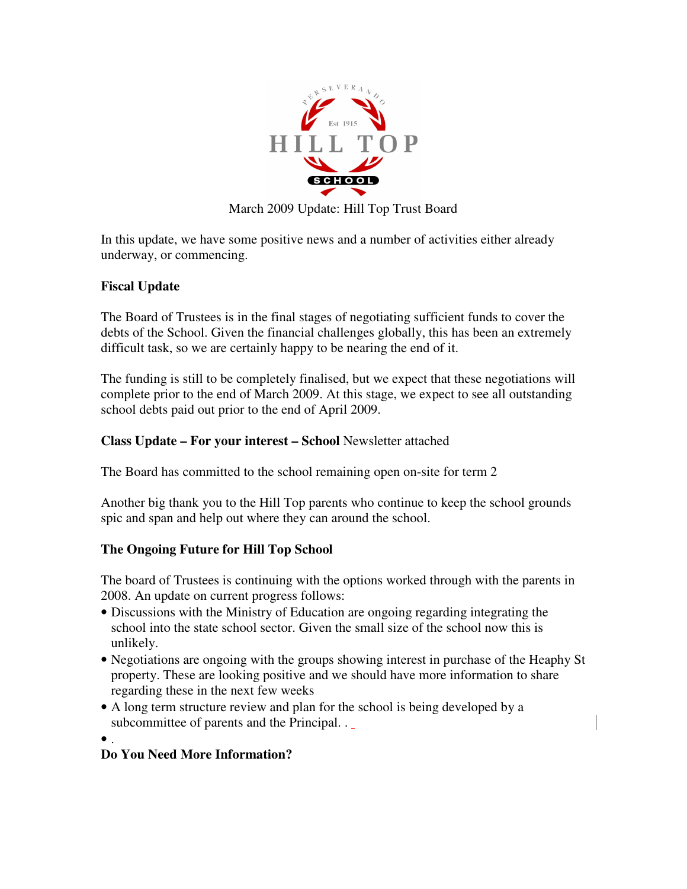PERSEVERANDO

Est 1915

HILL TOP

SCHOOL

March 2009 Update: Hill Top Trust Board

In this update, we have some positive news and a number of activities either already underway, or commencing.

**Fiscal Update**

The Board of Trustees is in the final stages of negotiating sufficient funds to cover the debts of the School. Given the financial challenges globally, this has been an extremely difficult task, so we are certainly happy to be nearing the end of it.

The funding is still to be completely finalised, but we expect that these negotiations will complete prior to the end of March 2009. At this stage, we expect to see all outstanding school debts paid out prior to the end of April 2009.

**Class Update – For your interest – School** Newsletter attached

The Board has committed to the school remaining open on-site for term 2

Another big thank you to the Hill Top parents who continue to keep the school grounds spic and span and help out where they can around the school.

**The Ongoing Future for Hill Top School**

The board of Trustees is continuing with the options worked through with the parents in 2008. An update on current progress follows:

- Discussions with the Ministry of Education are ongoing regarding integrating the school into the state school sector. Given the small size of the school now this is unlikely.
- Negotiations are ongoing with the groups showing interest in purchase of the Heaphy St property. These are looking positive and we should have more information to share regarding these in the next few weeks
- A long term structure review and plan for the school is being developed by a subcommittee of parents and the Principal. .
- .

**Do You Need More Information?**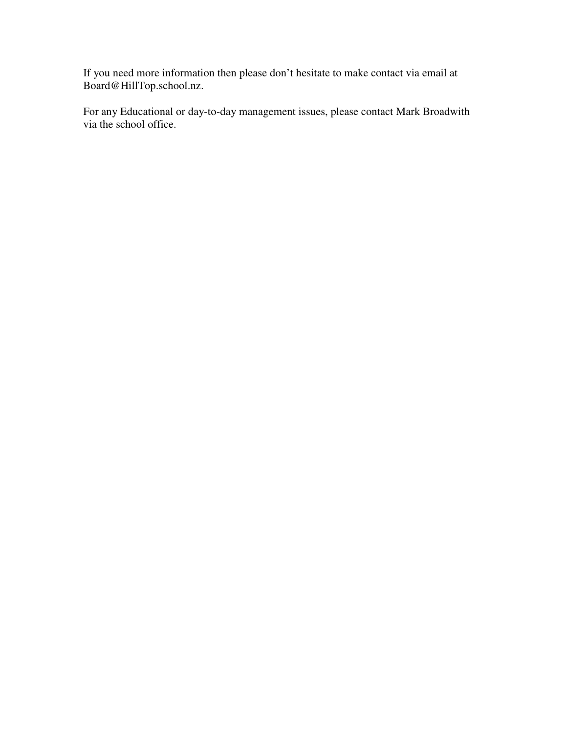If you need more information then please don’t hesitate to make contact via email at Board@HillTop.school.nz.

For any Educational or day-to-day management issues, please contact Mark Broadwith via the school office.